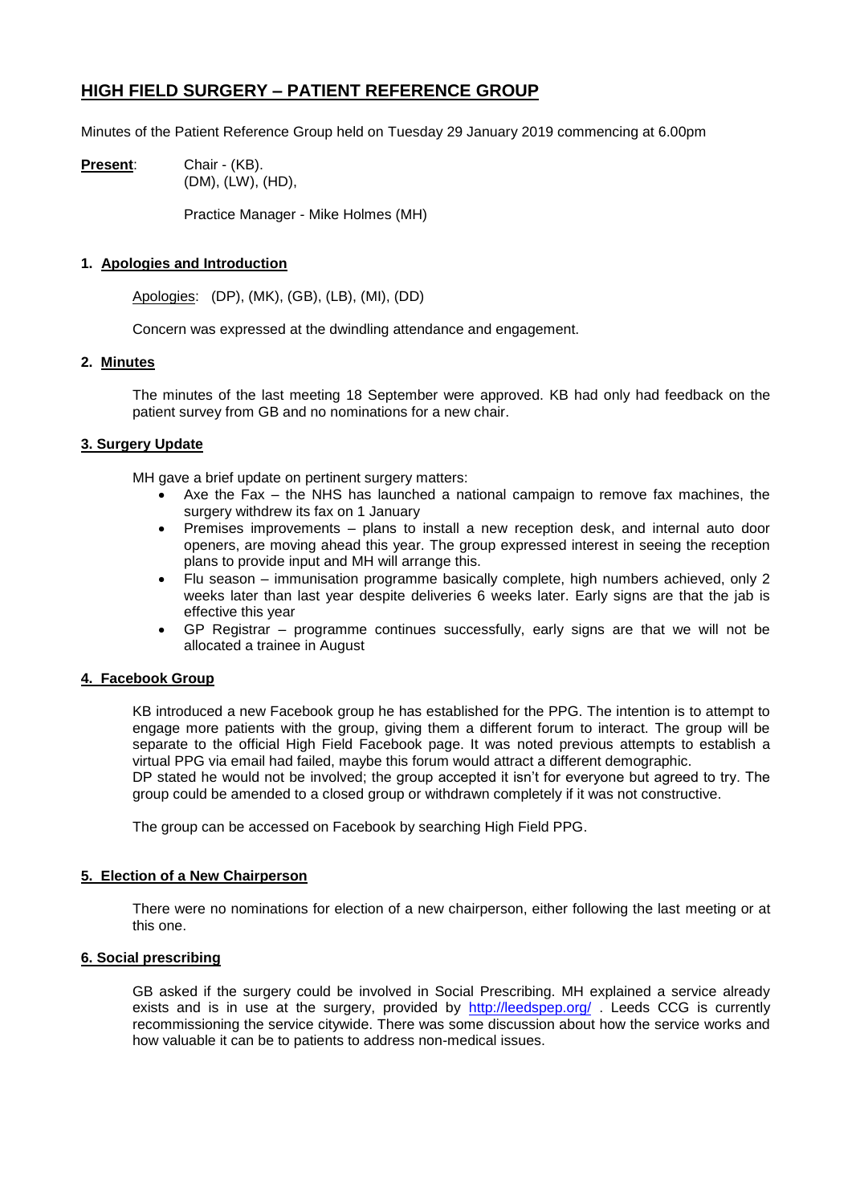# HIGH FIELD SURGERY – PATIENT REFERENCE GROUP

Minutes of the Patient Reference Group held on Tuesday 29 January 2019 commencing at 6.00pm

**Present**: Chair - (KB).
(DM), (LW), (HD),

Practice Manager - Mike Holmes (MH)

## 1. Apologies and Introduction

Apologies: (DP), (MK), (GB), (LB), (MI), (DD)

Concern was expressed at the dwindling attendance and engagement.

## 2. Minutes

The minutes of the last meeting 18 September were approved. KB had only had feedback on the patient survey from GB and no nominations for a new chair.

## 3. Surgery Update

MH gave a brief update on pertinent surgery matters:

- Axe the Fax – the NHS has launched a national campaign to remove fax machines, the surgery withdrew its fax on 1 January
- Premises improvements – plans to install a new reception desk, and internal auto door openers, are moving ahead this year. The group expressed interest in seeing the reception plans to provide input and MH will arrange this.
- Flu season – immunisation programme basically complete, high numbers achieved, only 2 weeks later than last year despite deliveries 6 weeks later. Early signs are that the jab is effective this year
- GP Registrar – programme continues successfully, early signs are that we will not be allocated a trainee in August

## 4. Facebook Group

KB introduced a new Facebook group he has established for the PPG. The intention is to attempt to engage more patients with the group, giving them a different forum to interact. The group will be separate to the official High Field Facebook page. It was noted previous attempts to establish a virtual PPG via email had failed, maybe this forum would attract a different demographic.
DP stated he would not be involved; the group accepted it isn't for everyone but agreed to try. The group could be amended to a closed group or withdrawn completely if it was not constructive.

The group can be accessed on Facebook by searching High Field PPG.

## 5. Election of a New Chairperson

There were no nominations for election of a new chairperson, either following the last meeting or at this one.

## 6. Social prescribing

GB asked if the surgery could be involved in Social Prescribing. MH explained a service already exists and is in use at the surgery, provided by http://leedspep.org/ . Leeds CCG is currently recommissioning the service citywide. There was some discussion about how the service works and how valuable it can be to patients to address non-medical issues.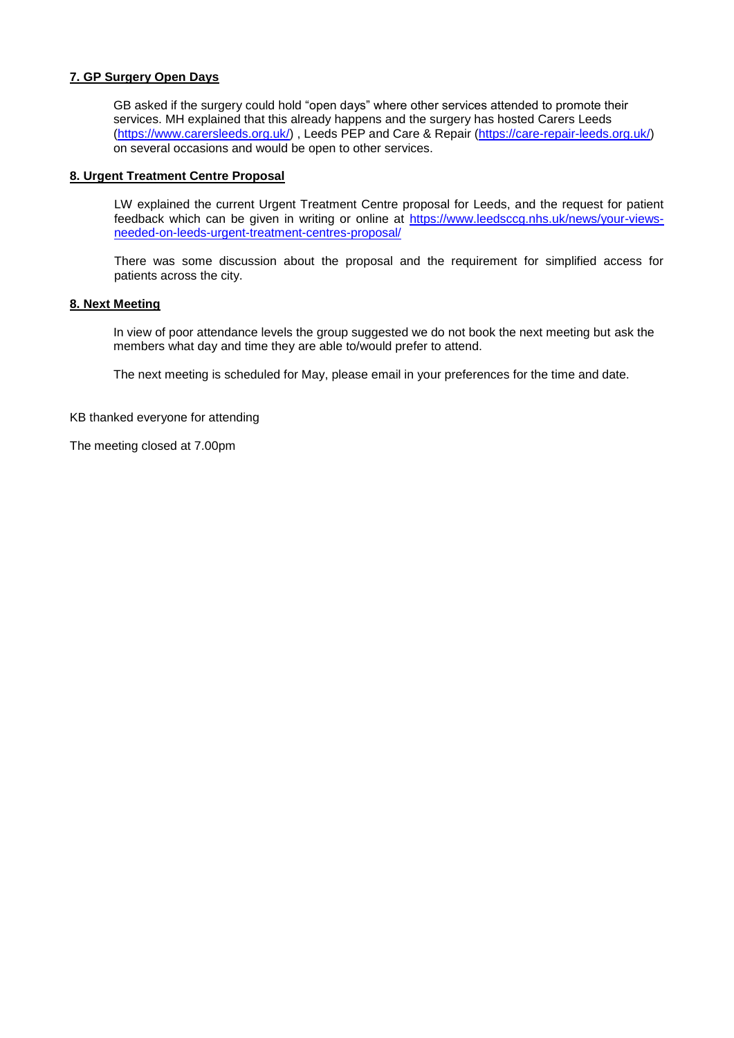**7. GP Surgery Open Days**

GB asked if the surgery could hold "open days" where other services attended to promote their services. MH explained that this already happens and the surgery has hosted Carers Leeds (https://www.carersleeds.org.uk/) , Leeds PEP and Care & Repair (https://care-repair-leeds.org.uk/) on several occasions and would be open to other services.

**8. Urgent Treatment Centre Proposal**

LW explained the current Urgent Treatment Centre proposal for Leeds, and the request for patient feedback which can be given in writing or online at https://www.leedsccg.nhs.uk/news/your-views-needed-on-leeds-urgent-treatment-centres-proposal/

There was some discussion about the proposal and the requirement for simplified access for patients across the city.

**8. Next Meeting**

In view of poor attendance levels the group suggested we do not book the next meeting but ask the members what day and time they are able to/would prefer to attend.

The next meeting is scheduled for May, please email in your preferences for the time and date.

KB thanked everyone for attending

The meeting closed at 7.00pm